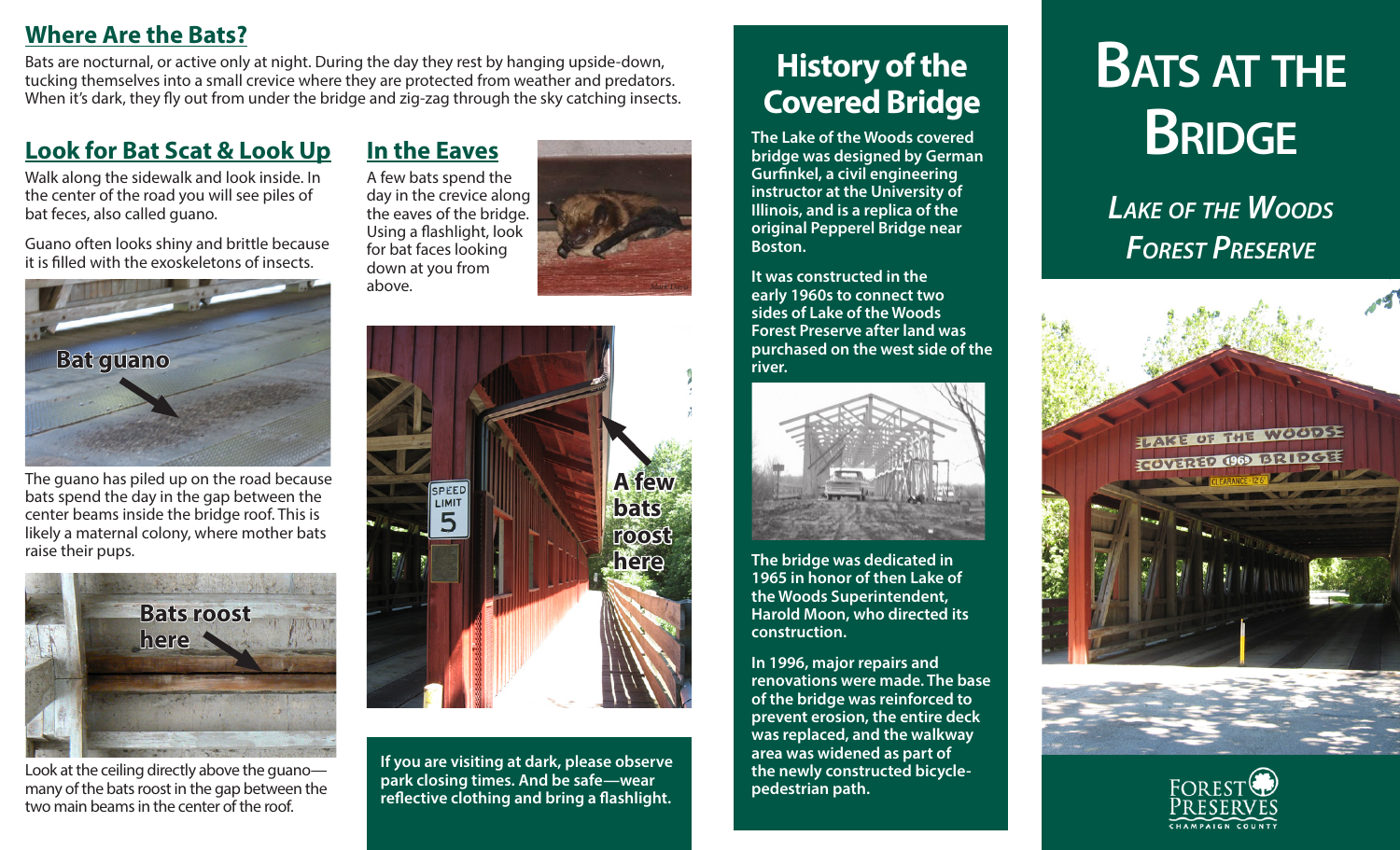## Where Are the Bats?

Bats are nocturnal, or active only at night. During the day they rest by hanging upside-down, tucking themselves into a small crevice where they are protected from weather and predators. When it's dark, they fly out from under the bridge and zig-zag through the sky catching insects.

## Look for Bat Scat & Look Up

Walk along the sidewalk and look inside. In the center of the road you will see piles of bat feces, also called guano.

Guano often looks shiny and brittle because it is filled with the exoskeletons of insects.

Bat guano

The guano has piled up on the road because bats spend the day in the gap between the center beams inside the bridge roof. This is likely a maternal colony, where mother bats raise their pups.

Bats roost here

Look at the ceiling directly above the guano—many of the bats roost in the gap between the two main beams in the center of the roof.

## In the Eaves

A few bats spend the day in the crevice along the eaves of the bridge. Using a flashlight, look for bat faces looking down at you from above.

A few bats roost here

**If you are visiting at dark, please observe park closing times. And be safe—wear reflective clothing and bring a flashlight.**

## History of the Covered Bridge

**The Lake of the Woods covered bridge was designed by German Gurfinkel, a civil engineering instructor at the University of Illinois, and is a replica of the original Pepperel Bridge near Boston.**

**It was constructed in the early 1960s to connect two sides of Lake of the Woods Forest Preserve after land was purchased on the west side of the river.**

**The bridge was dedicated in 1965 in honor of then Lake of the Woods Superintendent, Harold Moon, who directed its construction.**

**In 1996, major repairs and renovations were made. The base of the bridge was reinforced to prevent erosion, the entire deck was replaced, and the walkway area was widened as part of the newly constructed bicycle-pedestrian path.**

# Bats at the Bridge

## *Lake of the Woods Forest Preserve*

Forest Preserves Champaign County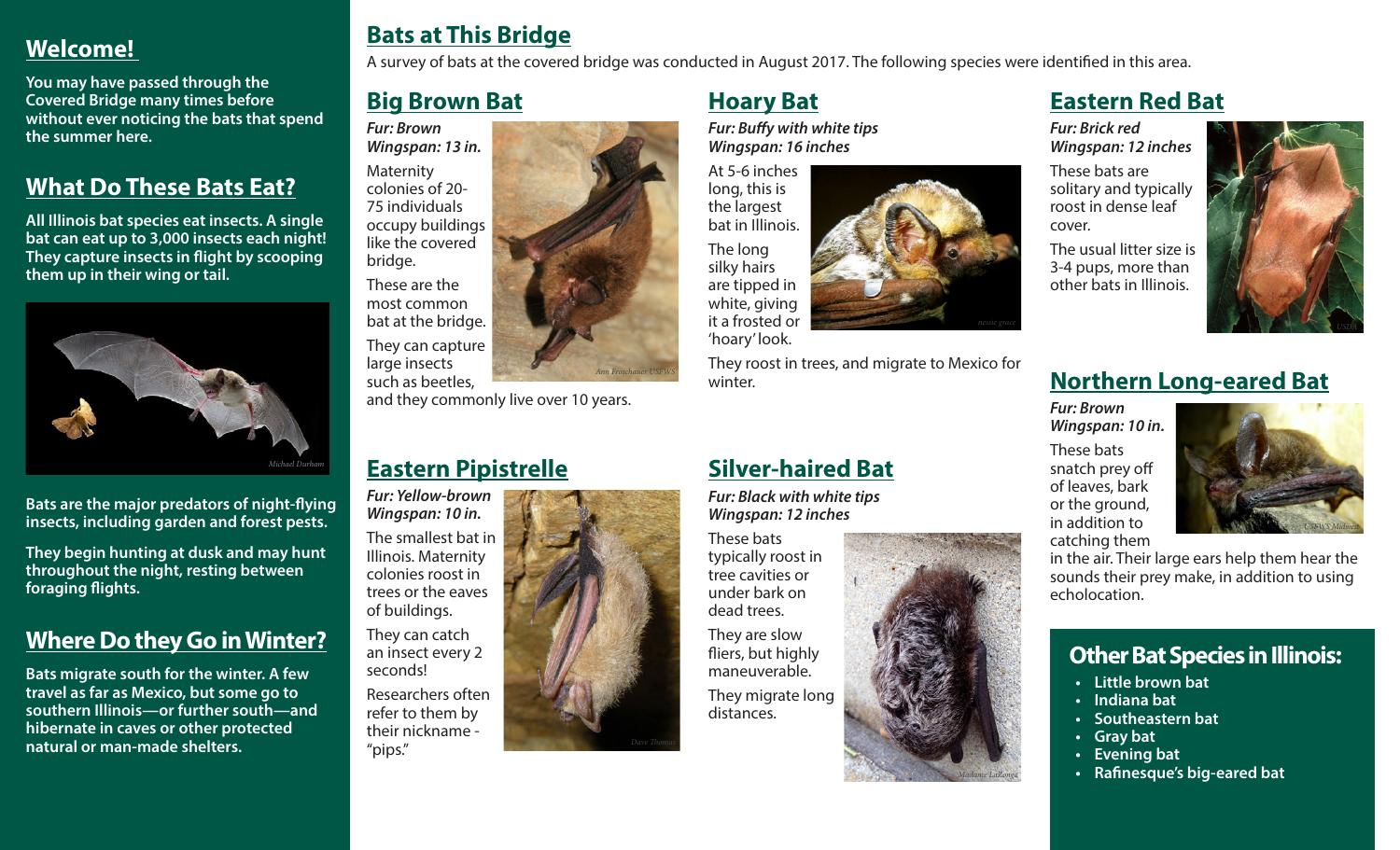## Welcome!

**You may have passed through the Covered Bridge many times before without ever noticing the bats that spend the summer here.**

## What Do These Bats Eat?

**All Illinois bat species eat insects. A single bat can eat up to 3,000 insects each night! They capture insects in flight by scooping them up in their wing or tail.**

Michael Durham

**Bats are the major predators of night-flying insects, including garden and forest pests.**

**They begin hunting at dusk and may hunt throughout the night, resting between foraging flights.**

## Where Do they Go in Winter?

**Bats migrate south for the winter. A few travel as far as Mexico, but some go to southern Illinois—or further south—and hibernate in caves or other protected natural or man-made shelters.**

# Bats at This Bridge

A survey of bats at the covered bridge was conducted in August 2017. The following species were identified in this area.

## Big Brown Bat

*Fur: Brown*
*Wingspan: 13 in.*

Maternity colonies of 20-75 individuals occupy buildings like the covered bridge.

These are the most common bat at the bridge.

They can capture large insects such as beetles, and they commonly live over 10 years.

Ann Froschauer USFWS

## Hoary Bat

*Fur: Buffy with white tips*
*Wingspan: 16 inches*

At 5-6 inches long, this is the largest bat in Illinois.

The long silky hairs are tipped in white, giving it a frosted or 'hoary' look.

They roost in trees, and migrate to Mexico for winter.

nessie grace

## Eastern Red Bat

*Fur: Brick red*
*Wingspan: 12 inches*

These bats are solitary and typically roost in dense leaf cover.

The usual litter size is 3-4 pups, more than other bats in Illinois.

USDA

## Eastern Pipistrelle

*Fur: Yellow-brown*
*Wingspan: 10 in.*

The smallest bat in Illinois. Maternity colonies roost in trees or the eaves of buildings.

They can catch an insect every 2 seconds!

Researchers often refer to them by their nickname - "pips."

Dave Thomas

## Silver-haired Bat

*Fur: Black with white tips*
*Wingspan: 12 inches*

These bats typically roost in tree cavities or under bark on dead trees.

They are slow fliers, but highly maneuverable.

They migrate long distances.

Marianne LaLonga

## Northern Long-eared Bat

*Fur: Brown*
*Wingspan: 10 in.*

These bats snatch prey off of leaves, bark or the ground, in addition to catching them in the air. Their large ears help them hear the sounds their prey make, in addition to using echolocation.

USFWS Midwest

## Other Bat Species in Illinois:

- Little brown bat
- Indiana bat
- Southeastern bat
- Gray bat
- Evening bat
- Rafinesque's big-eared bat